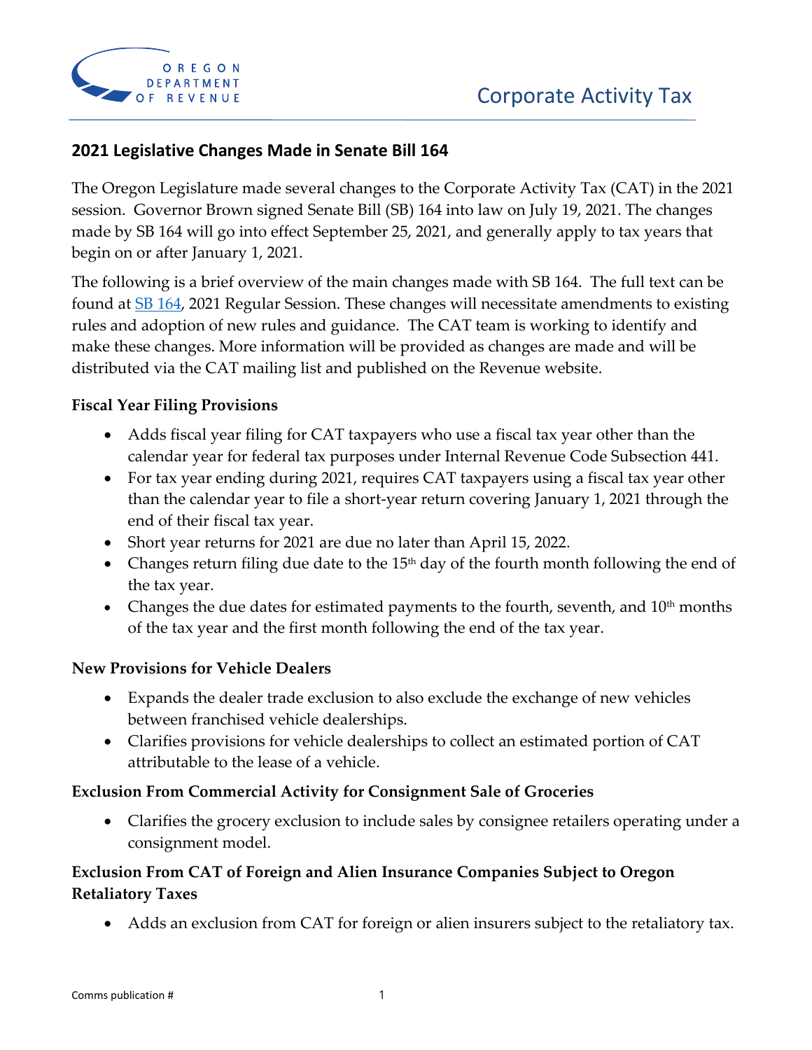# Corporate Activity Tax

## 2021 Legislative Changes Made in Senate Bill 164

The Oregon Legislature made several changes to the Corporate Activity Tax (CAT) in the 2021 session. Governor Brown signed Senate Bill (SB) 164 into law on July 19, 2021. The changes made by SB 164 will go into effect September 25, 2021, and generally apply to tax years that begin on or after January 1, 2021.

The following is a brief overview of the main changes made with SB 164. The full text can be found at SB 164, 2021 Regular Session. These changes will necessitate amendments to existing rules and adoption of new rules and guidance. The CAT team is working to identify and make these changes. More information will be provided as changes are made and will be distributed via the CAT mailing list and published on the Revenue website.

### Fiscal Year Filing Provisions

- Adds fiscal year filing for CAT taxpayers who use a fiscal tax year other than the calendar year for federal tax purposes under Internal Revenue Code Subsection 441.
- For tax year ending during 2021, requires CAT taxpayers using a fiscal tax year other than the calendar year to file a short-year return covering January 1, 2021 through the end of their fiscal tax year.
- Short year returns for 2021 are due no later than April 15, 2022.
- Changes return filing due date to the 15th day of the fourth month following the end of the tax year.
- Changes the due dates for estimated payments to the fourth, seventh, and 10th months of the tax year and the first month following the end of the tax year.

### New Provisions for Vehicle Dealers

- Expands the dealer trade exclusion to also exclude the exchange of new vehicles between franchised vehicle dealerships.
- Clarifies provisions for vehicle dealerships to collect an estimated portion of CAT attributable to the lease of a vehicle.

### Exclusion From Commercial Activity for Consignment Sale of Groceries

- Clarifies the grocery exclusion to include sales by consignee retailers operating under a consignment model.

### Exclusion From CAT of Foreign and Alien Insurance Companies Subject to Oregon Retaliatory Taxes

- Adds an exclusion from CAT for foreign or alien insurers subject to the retaliatory tax.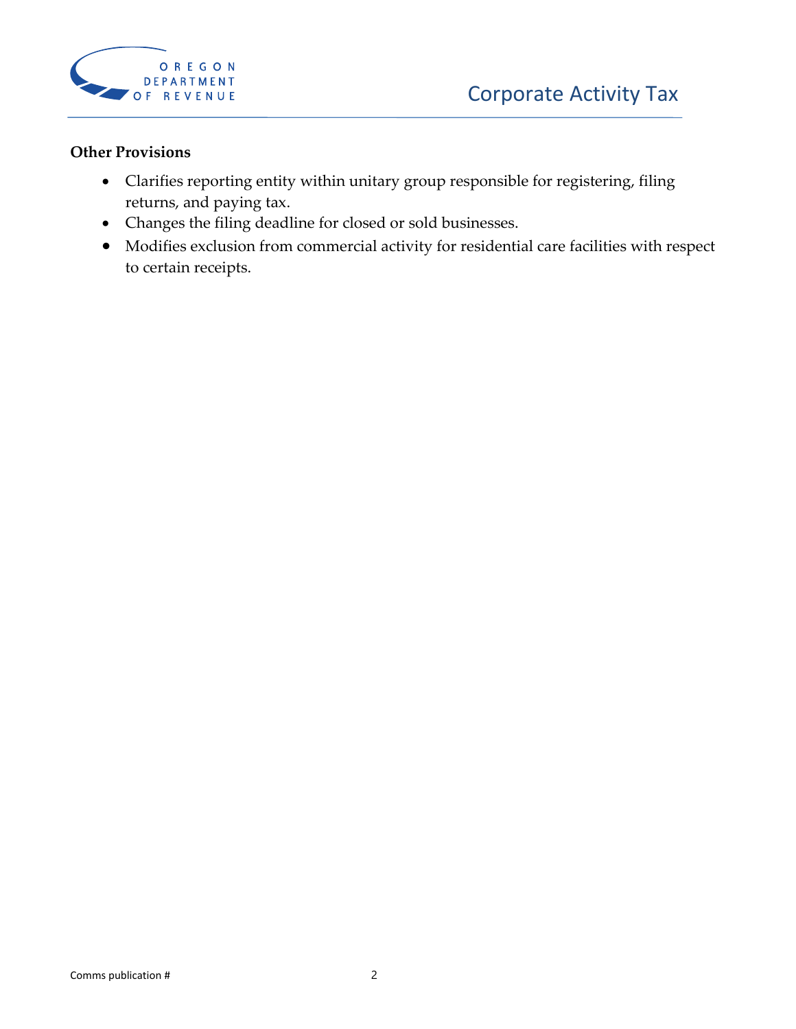**Other Provisions**

- Clarifies reporting entity within unitary group responsible for registering, filing returns, and paying tax.
- Changes the filing deadline for closed or sold businesses.
- Modifies exclusion from commercial activity for residential care facilities with respect to certain receipts.